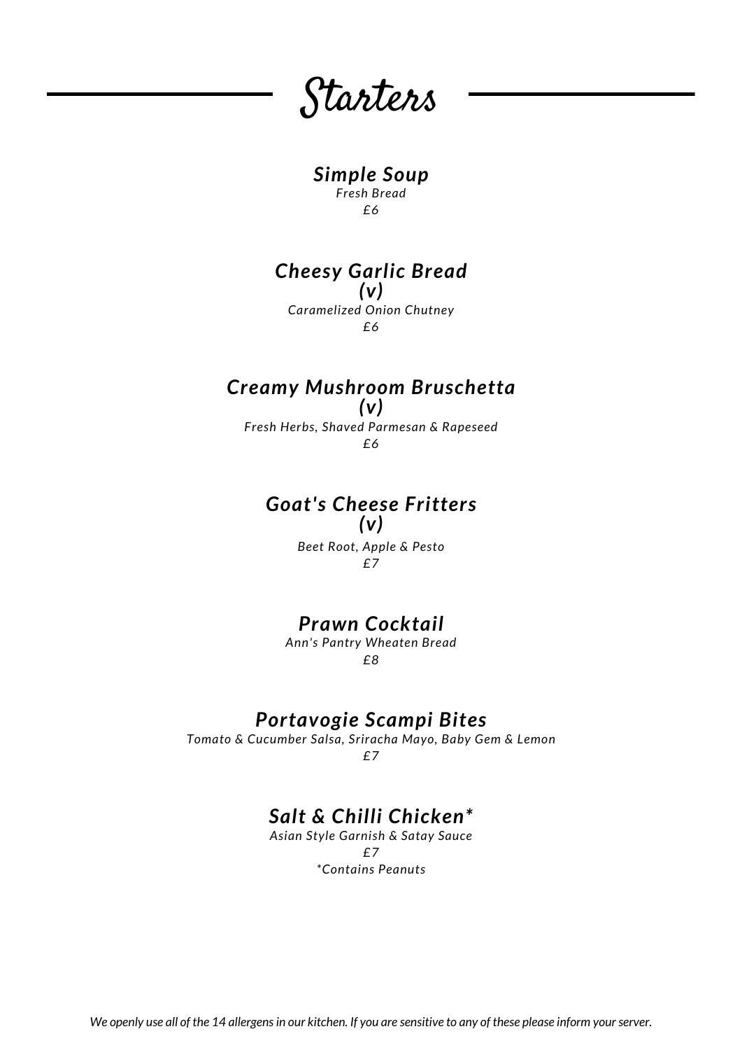# Starters

### *Simple Soup*
*Fresh Bread*
*£6*

### *Cheesy Garlic Bread (v)*
*Caramelized Onion Chutney*
*£6*

### *Creamy Mushroom Bruschetta (v)*
*Fresh Herbs, Shaved Parmesan & Rapeseed*
*£6*

### *Goat's Cheese Fritters (v)*
*Beet Root, Apple & Pesto*
*£7*

### *Prawn Cocktail*
*Ann's Pantry Wheaten Bread*
*£8*

### *Portavogie Scampi Bites*
*Tomato & Cucumber Salsa, Sriracha Mayo, Baby Gem & Lemon*
*£7*

### *Salt & Chilli Chicken**
*Asian Style Garnish & Satay Sauce*
*£7*
**Contains Peanuts*

*We openly use all of the 14 allergens in our kitchen. If you are sensitive to any of these please inform your server.*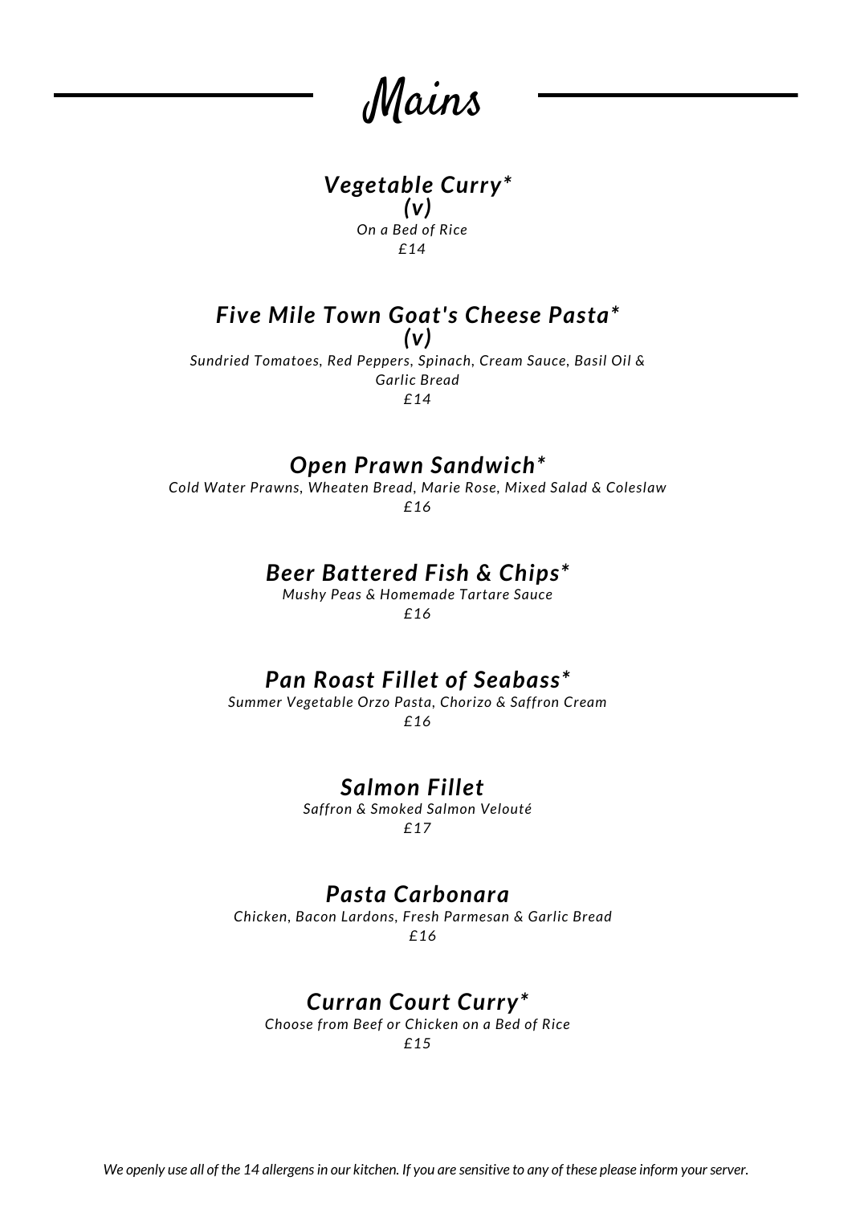# Mains

### *Vegetable Curry\* (v)*

*On a Bed of Rice*

*£14*

### *Five Mile Town Goat's Cheese Pasta* (v)*

*Sundried Tomatoes, Red Peppers, Spinach, Cream Sauce, Basil Oil & Garlic Bread*

*£14*

### *Open Prawn Sandwich**

*Cold Water Prawns, Wheaten Bread, Marie Rose, Mixed Salad & Coleslaw*

*£16*

### *Beer Battered Fish & Chips**

*Mushy Peas & Homemade Tartare Sauce*

*£16*

### *Pan Roast Fillet of Seabass**

*Summer Vegetable Orzo Pasta, Chorizo & Saffron Cream*

*£16*

### *Salmon Fillet*

*Saffron & Smoked Salmon Velouté*

*£17*

### *Pasta Carbonara*

*Chicken, Bacon Lardons, Fresh Parmesan & Garlic Bread*

*£16*

### *Curran Court Curry**

*Choose from Beef or Chicken on a Bed of Rice*

*£15*

*We openly use all of the 14 allergens in our kitchen. If you are sensitive to any of these please inform your server.*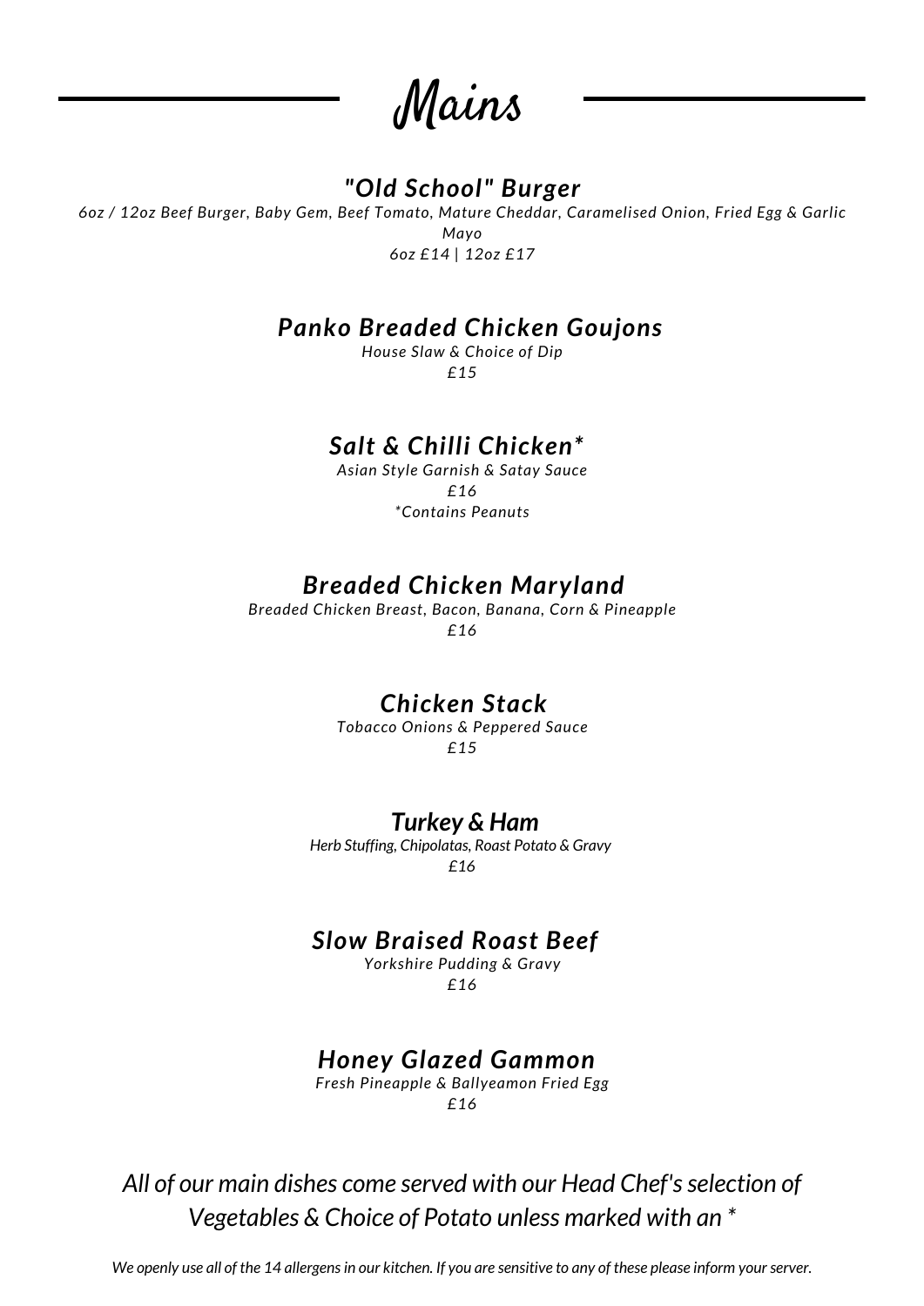# Mains

### *"Old School" Burger*

*6oz / 12oz Beef Burger, Baby Gem, Beef Tomato, Mature Cheddar, Caramelised Onion, Fried Egg & Garlic Mayo*

*6oz £14 | 12oz £17*

### *Panko Breaded Chicken Goujons*

*House Slaw & Choice of Dip*

*£15*

### *Salt & Chilli Chicken**

*Asian Style Garnish & Satay Sauce*

*£16*

**Contains Peanuts*

### *Breaded Chicken Maryland*

*Breaded Chicken Breast, Bacon, Banana, Corn & Pineapple*

*£16*

### *Chicken Stack*

*Tobacco Onions & Peppered Sauce*

*£15*

### *Turkey & Ham*

*Herb Stuffing, Chipolatas, Roast Potato & Gravy*

*£16*

### *Slow Braised Roast Beef*

*Yorkshire Pudding & Gravy*

*£16*

### *Honey Glazed Gammon*

*Fresh Pineapple & Ballyeamon Fried Egg*

*£16*

*All of our main dishes come served with our Head Chef's selection of Vegetables & Choice of Potato unless marked with an **

*We openly use all of the 14 allergens in our kitchen. If you are sensitive to any of these please inform your server.*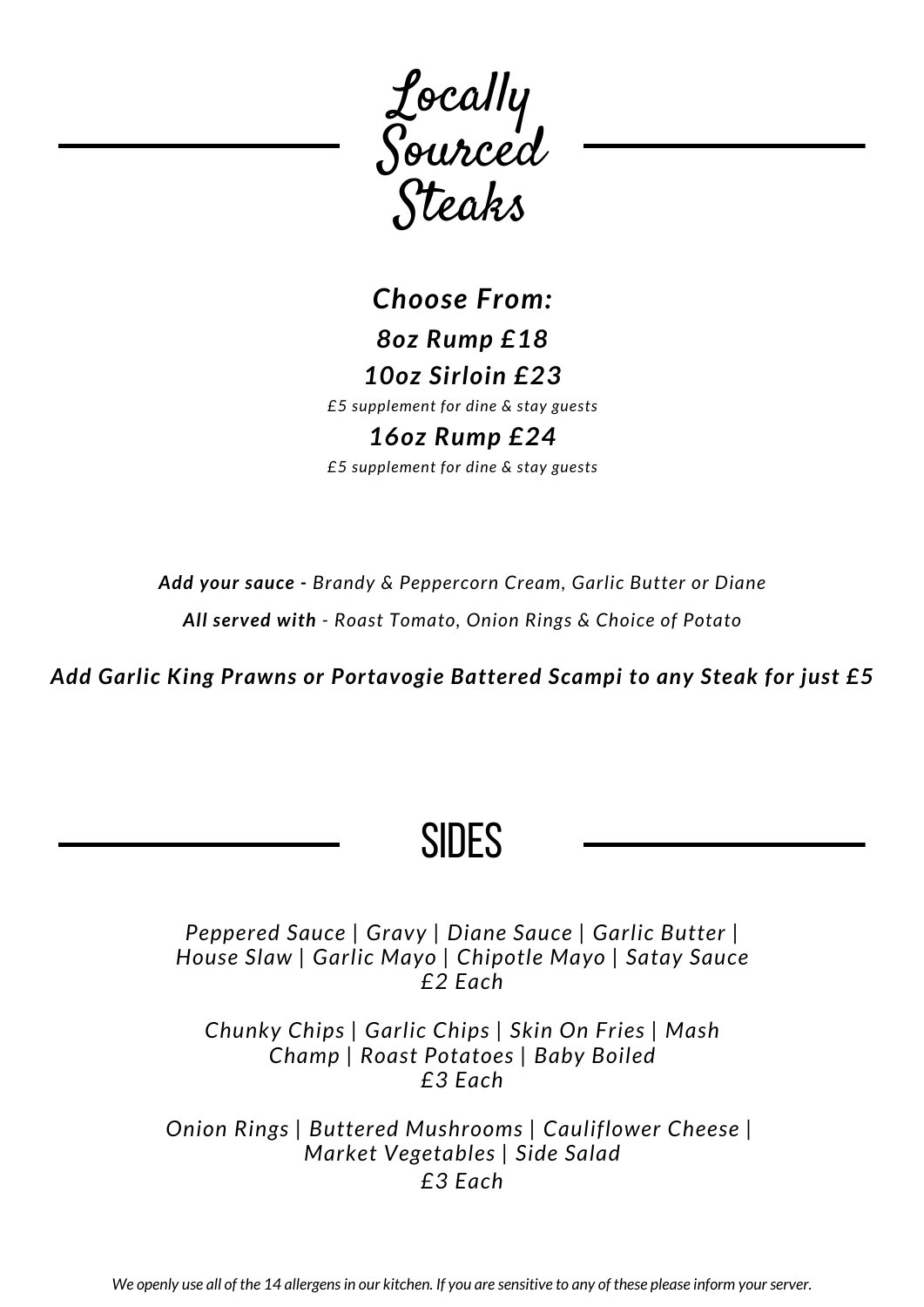# Locally Sourced Steaks

***Choose From:***

***8oz Rump £18***

***10oz Sirloin £23***

*£5 supplement for dine & stay guests*

***16oz Rump £24***

*£5 supplement for dine & stay guests*

***Add your sauce -** Brandy & Peppercorn Cream, Garlic Butter or Diane*

***All served with** - Roast Tomato, Onion Rings & Choice of Potato*

***Add Garlic King Prawns or Portavogie Battered Scampi to any Steak for just £5***

# SIDES

*Peppered Sauce | Gravy | Diane Sauce | Garlic Butter | House Slaw | Garlic Mayo | Chipotle Mayo | Satay Sauce*
*£2 Each*

*Chunky Chips | Garlic Chips | Skin On Fries | Mash Champ | Roast Potatoes | Baby Boiled*
*£3 Each*

*Onion Rings | Buttered Mushrooms | Cauliflower Cheese | Market Vegetables | Side Salad*
*£3 Each*

*We openly use all of the 14 allergens in our kitchen. If you are sensitive to any of these please inform your server.*